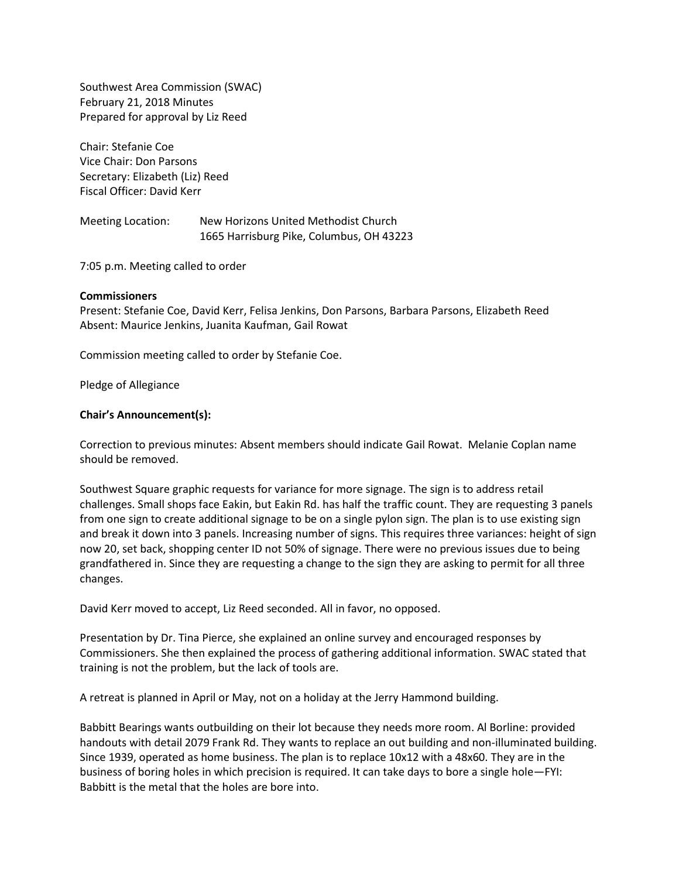Southwest Area Commission (SWAC)
February 21, 2018 Minutes
Prepared for approval by Liz Reed

Chair: Stefanie Coe
Vice Chair: Don Parsons
Secretary: Elizabeth (Liz) Reed
Fiscal Officer: David Kerr

Meeting Location: New Horizons United Methodist Church
1665 Harrisburg Pike, Columbus, OH 43223

7:05 p.m. Meeting called to order

**Commissioners**
Present: Stefanie Coe, David Kerr, Felisa Jenkins, Don Parsons, Barbara Parsons, Elizabeth Reed
Absent: Maurice Jenkins, Juanita Kaufman, Gail Rowat

Commission meeting called to order by Stefanie Coe.

Pledge of Allegiance

**Chair's Announcement(s):**

Correction to previous minutes: Absent members should indicate Gail Rowat. Melanie Coplan name should be removed.

Southwest Square graphic requests for variance for more signage. The sign is to address retail challenges. Small shops face Eakin, but Eakin Rd. has half the traffic count. They are requesting 3 panels from one sign to create additional signage to be on a single pylon sign. The plan is to use existing sign and break it down into 3 panels. Increasing number of signs. This requires three variances: height of sign now 20, set back, shopping center ID not 50% of signage. There were no previous issues due to being grandfathered in. Since they are requesting a change to the sign they are asking to permit for all three changes.

David Kerr moved to accept, Liz Reed seconded. All in favor, no opposed.

Presentation by Dr. Tina Pierce, she explained an online survey and encouraged responses by Commissioners. She then explained the process of gathering additional information. SWAC stated that training is not the problem, but the lack of tools are.

A retreat is planned in April or May, not on a holiday at the Jerry Hammond building.

Babbitt Bearings wants outbuilding on their lot because they needs more room. Al Borline: provided handouts with detail 2079 Frank Rd. They wants to replace an out building and non-illuminated building. Since 1939, operated as home business. The plan is to replace 10x12 with a 48x60. They are in the business of boring holes in which precision is required. It can take days to bore a single hole—FYI: Babbitt is the metal that the holes are bore into.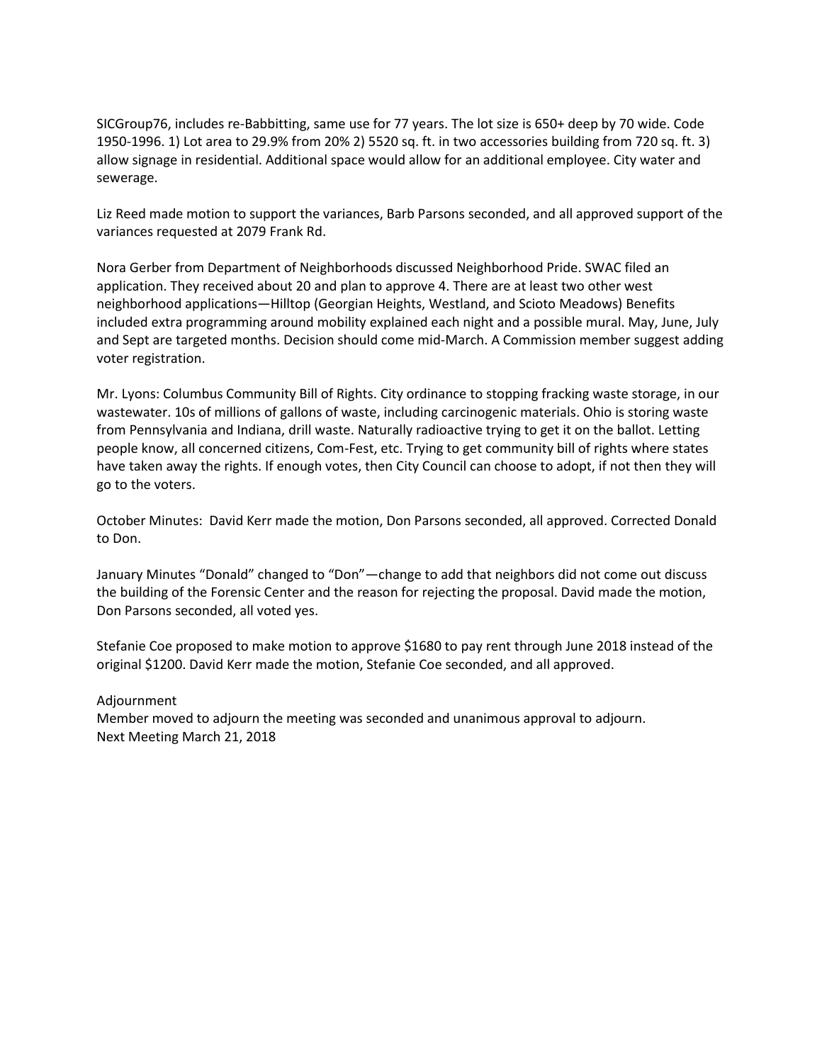SICGroup76, includes re-Babbitting, same use for 77 years. The lot size is 650+ deep by 70 wide. Code 1950-1996. 1) Lot area to 29.9% from 20% 2) 5520 sq. ft. in two accessories building from 720 sq. ft. 3) allow signage in residential. Additional space would allow for an additional employee. City water and sewerage.

Liz Reed made motion to support the variances, Barb Parsons seconded, and all approved support of the variances requested at 2079 Frank Rd.

Nora Gerber from Department of Neighborhoods discussed Neighborhood Pride. SWAC filed an application. They received about 20 and plan to approve 4. There are at least two other west neighborhood applications—Hilltop (Georgian Heights, Westland, and Scioto Meadows) Benefits included extra programming around mobility explained each night and a possible mural. May, June, July and Sept are targeted months. Decision should come mid-March. A Commission member suggest adding voter registration.

Mr. Lyons: Columbus Community Bill of Rights. City ordinance to stopping fracking waste storage, in our wastewater. 10s of millions of gallons of waste, including carcinogenic materials. Ohio is storing waste from Pennsylvania and Indiana, drill waste. Naturally radioactive trying to get it on the ballot. Letting people know, all concerned citizens, Com-Fest, etc. Trying to get community bill of rights where states have taken away the rights. If enough votes, then City Council can choose to adopt, if not then they will go to the voters.

October Minutes: David Kerr made the motion, Don Parsons seconded, all approved. Corrected Donald to Don.

January Minutes "Donald" changed to "Don"—change to add that neighbors did not come out discuss the building of the Forensic Center and the reason for rejecting the proposal. David made the motion, Don Parsons seconded, all voted yes.

Stefanie Coe proposed to make motion to approve $1680 to pay rent through June 2018 instead of the original $1200. David Kerr made the motion, Stefanie Coe seconded, and all approved.

Adjournment
Member moved to adjourn the meeting was seconded and unanimous approval to adjourn.
Next Meeting March 21, 2018